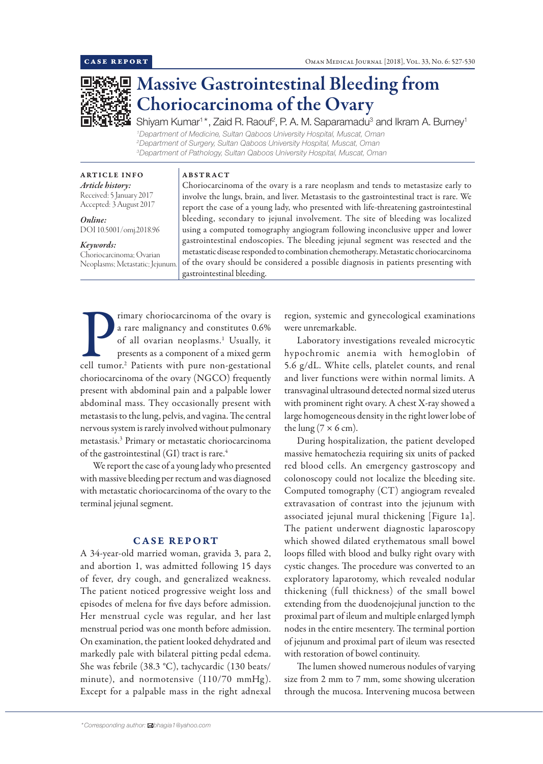CASE REPORT

# Massive Gastrointestinal Bleeding from Choriocarcinoma of the Ovary

Shiyam Kumar[1]*, Zaid R. Raouf[2], P. A. M. Saparamadu[3] and Ikram A. Burney[1]

[1]Department of Medicine, Sultan Qaboos University Hospital, Muscat, Oman
[2]Department of Surgery, Sultan Qaboos University Hospital, Muscat, Oman
[3]Department of Pathology, Sultan Qaboos University Hospital, Muscat, Oman

**ARTICLE INFO**

*Article history:*
Received: 5 January 2017
Accepted: 3 August 2017

*Online:*
DOI 10.5001/omj.2018.96

*Keywords:*
Choriocarcinoma; Ovarian Neoplasms; Metastatic; Jejunum.

**ABSTRACT**

Choriocarcinoma of the ovary is a rare neoplasm and tends to metastasize early to involve the lungs, brain, and liver. Metastasis to the gastrointestinal tract is rare. We report the case of a young lady, who presented with life-threatening gastrointestinal bleeding, secondary to jejunal involvement. The site of bleeding was localized using a computed tomography angiogram following inconclusive upper and lower gastrointestinal endoscopies. The bleeding jejunal segment was resected and the metastatic disease responded to combination chemotherapy. Metastatic choriocarcinoma of the ovary should be considered a possible diagnosis in patients presenting with gastrointestinal bleeding.

Primary choriocarcinoma of the ovary is a rare malignancy and constitutes 0.6% of all ovarian neoplasms.[1] Usually, it presents as a component of a mixed germ cell tumor.[2] Patients with pure non-gestational choriocarcinoma of the ovary (NGCO) frequently present with abdominal pain and a palpable lower abdominal mass. They occasionally present with metastasis to the lung, pelvis, and vagina. The central nervous system is rarely involved without pulmonary metastasis.[3] Primary or metastatic choriocarcinoma of the gastrointestinal (GI) tract is rare.[4]

We report the case of a young lady who presented with massive bleeding per rectum and was diagnosed with metastatic choriocarcinoma of the ovary to the terminal jejunal segment.

## CASE REPORT

A 34-year-old married woman, gravida 3, para 2, and abortion 1, was admitted following 15 days of fever, dry cough, and generalized weakness. The patient noticed progressive weight loss and episodes of melena for five days before admission. Her menstrual cycle was regular, and her last menstrual period was one month before admission. On examination, the patient looked dehydrated and markedly pale with bilateral pitting pedal edema. She was febrile (38.3 °C), tachycardic (130 beats/minute), and normotensive (110/70 mmHg). Except for a palpable mass in the right adnexal region, systemic and gynecological examinations were unremarkable.

Laboratory investigations revealed microcytic hypochromic anemia with hemoglobin of 5.6 g/dL. White cells, platelet counts, and renal and liver functions were within normal limits. A transvaginal ultrasound detected normal sized uterus with prominent right ovary. A chest X-ray showed a large homogeneous density in the right lower lobe of the lung (7 × 6 cm).

During hospitalization, the patient developed massive hematochezia requiring six units of packed red blood cells. An emergency gastroscopy and colonoscopy could not localize the bleeding site. Computed tomography (CT) angiogram revealed extravasation of contrast into the jejunum with associated jejunal mural thickening [Figure 1a]. The patient underwent diagnostic laparoscopy which showed dilated erythematous small bowel loops filled with blood and bulky right ovary with cystic changes. The procedure was converted to an exploratory laparotomy, which revealed nodular thickening (full thickness) of the small bowel extending from the duodenojejunal junction to the proximal part of ileum and multiple enlarged lymph nodes in the entire mesentery. The terminal portion of jejunum and proximal part of ileum was resected with restoration of bowel continuity.

The lumen showed numerous nodules of varying size from 2 mm to 7 mm, some showing ulceration through the mucosa. Intervening mucosa between

*Corresponding author: bhagia1@yahoo.com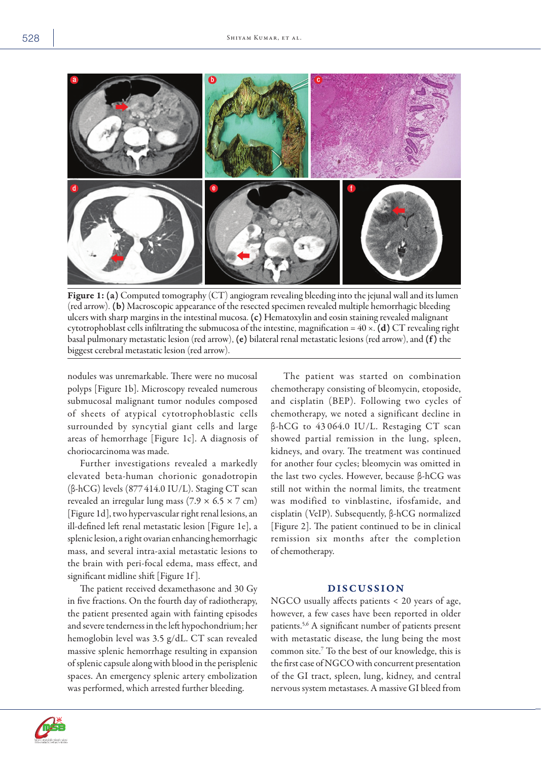**Figure 1:** **(a)** Computed tomography (CT) angiogram revealing bleeding into the jejunal wall and its lumen (red arrow). **(b)** Macroscopic appearance of the resected specimen revealed multiple hemorrhagic bleeding ulcers with sharp margins in the intestinal mucosa. **(c)** Hematoxylin and eosin staining revealed malignant cytotrophoblast cells infiltrating the submucosa of the intestine, magnification = 40 ×. **(d)** CT revealing right basal pulmonary metastatic lesion (red arrow), **(e)** bilateral renal metastatic lesions (red arrow), and **(f)** the biggest cerebral metastatic lesion (red arrow).

nodules was unremarkable. There were no mucosal polyps [Figure 1b]. Microscopy revealed numerous submucosal malignant tumor nodules composed of sheets of atypical cytotrophoblastic cells surrounded by syncytial giant cells and large areas of hemorrhage [Figure 1c]. A diagnosis of choriocarcinoma was made.

Further investigations revealed a markedly elevated beta-human chorionic gonadotropin (β-hCG) levels (877 414.0 IU/L). Staging CT scan revealed an irregular lung mass (7.9 × 6.5 × 7 cm) [Figure 1d], two hypervascular right renal lesions, an ill-defined left renal metastatic lesion [Figure 1e], a splenic lesion, a right ovarian enhancing hemorrhagic mass, and several intra-axial metastatic lesions to the brain with peri-focal edema, mass effect, and significant midline shift [Figure 1f].

The patient received dexamethasone and 30 Gy in five fractions. On the fourth day of radiotherapy, the patient presented again with fainting episodes and severe tenderness in the left hypochondrium; her hemoglobin level was 3.5 g/dL. CT scan revealed massive splenic hemorrhage resulting in expansion of splenic capsule along with blood in the perisplenic spaces. An emergency splenic artery embolization was performed, which arrested further bleeding.

The patient was started on combination chemotherapy consisting of bleomycin, etoposide, and cisplatin (BEP). Following two cycles of chemotherapy, we noted a significant decline in β-hCG to 43 064.0 IU/L. Restaging CT scan showed partial remission in the lung, spleen, kidneys, and ovary. The treatment was continued for another four cycles; bleomycin was omitted in the last two cycles. However, because β-hCG was still not within the normal limits, the treatment was modified to vinblastine, ifosfamide, and cisplatin (VeIP). Subsequently, β-hCG normalized [Figure 2]. The patient continued to be in clinical remission six months after the completion of chemotherapy.

## DISCUSSION

NGCO usually affects patients < 20 years of age, however, a few cases have been reported in older patients.[5,6] A significant number of patients present with metastatic disease, the lung being the most common site.[7] To the best of our knowledge, this is the first case of NGCO with concurrent presentation of the GI tract, spleen, lung, kidney, and central nervous system metastases. A massive GI bleed from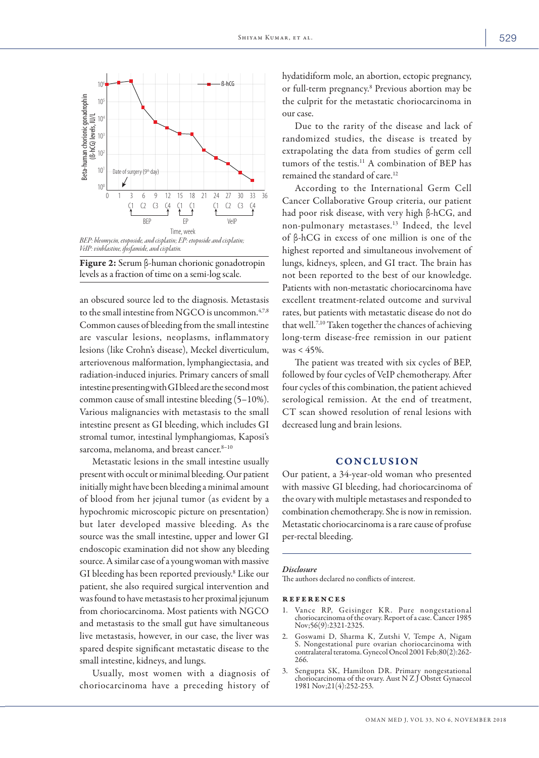BEP: bleomycin, etoposide, and cisplatin; EP: etoposide and cisplatin; VeIP: vinblastine, ifosfamide, and cisplatin.

**Figure 2:** Serum β-human chorionic gonadotropin levels as a fraction of time on a semi-log scale.

an obscured source led to the diagnosis. Metastasis to the small intestine from NGCO is uncommon.[4,7,8] Common causes of bleeding from the small intestine are vascular lesions, neoplasms, inflammatory lesions (like Crohn's disease), Meckel diverticulum, arteriovenous malformation, lymphangiectasia, and radiation-induced injuries. Primary cancers of small intestine presenting with GI bleed are the second most common cause of small intestine bleeding (5–10%). Various malignancies with metastasis to the small intestine present as GI bleeding, which includes GI stromal tumor, intestinal lymphangiomas, Kaposi's sarcoma, melanoma, and breast cancer.[8–10]

Metastatic lesions in the small intestine usually present with occult or minimal bleeding. Our patient initially might have been bleeding a minimal amount of blood from her jejunal tumor (as evident by a hypochromic microscopic picture on presentation) but later developed massive bleeding. As the source was the small intestine, upper and lower GI endoscopic examination did not show any bleeding source. A similar case of a young woman with massive GI bleeding has been reported previously.[8] Like our patient, she also required surgical intervention and was found to have metastasis to her proximal jejunum from choriocarcinoma. Most patients with NGCO and metastasis to the small gut have simultaneous live metastasis, however, in our case, the liver was spared despite significant metastatic disease to the small intestine, kidneys, and lungs.

Usually, most women with a diagnosis of choriocarcinoma have a preceding history of hydatidiform mole, an abortion, ectopic pregnancy, or full-term pregnancy.[8] Previous abortion may be the culprit for the metastatic choriocarcinoma in our case.

Due to the rarity of the disease and lack of randomized studies, the disease is treated by extrapolating the data from studies of germ cell tumors of the testis.[11] A combination of BEP has remained the standard of care.[12]

According to the International Germ Cell Cancer Collaborative Group criteria, our patient had poor risk disease, with very high β-hCG, and non-pulmonary metastases.[13] Indeed, the level of β-hCG in excess of one million is one of the highest reported and simultaneous involvement of lungs, kidneys, spleen, and GI tract. The brain has not been reported to the best of our knowledge. Patients with non-metastatic choriocarcinoma have excellent treatment-related outcome and survival rates, but patients with metastatic disease do not do that well.[7,10] Taken together the chances of achieving long-term disease-free remission in our patient was < 45%.

The patient was treated with six cycles of BEP, followed by four cycles of VeIP chemotherapy. After four cycles of this combination, the patient achieved serological remission. At the end of treatment, CT scan showed resolution of renal lesions with decreased lung and brain lesions.

## CONCLUSION

Our patient, a 34-year-old woman who presented with massive GI bleeding, had choriocarcinoma of the ovary with multiple metastases and responded to combination chemotherapy. She is now in remission. Metastatic choriocarcinoma is a rare cause of profuse per-rectal bleeding.

*Disclosure*

The authors declared no conflicts of interest.

### REFERENCES

1. Vance RP, Geisinger KR. Pure nongestational choriocarcinoma of the ovary. Report of a case. Cancer 1985 Nov;56(9):2321-2325.
2. Goswami D, Sharma K, Zutshi V, Tempe A, Nigam S. Nongestational pure ovarian choriocarcinoma with contralateral teratoma. Gynecol Oncol 2001 Feb;80(2):262-266.
3. Sengupta SK, Hamilton DR. Primary nongestational choriocarcinoma of the ovary. Aust N Z J Obstet Gynaecol 1981 Nov;21(4):252-253.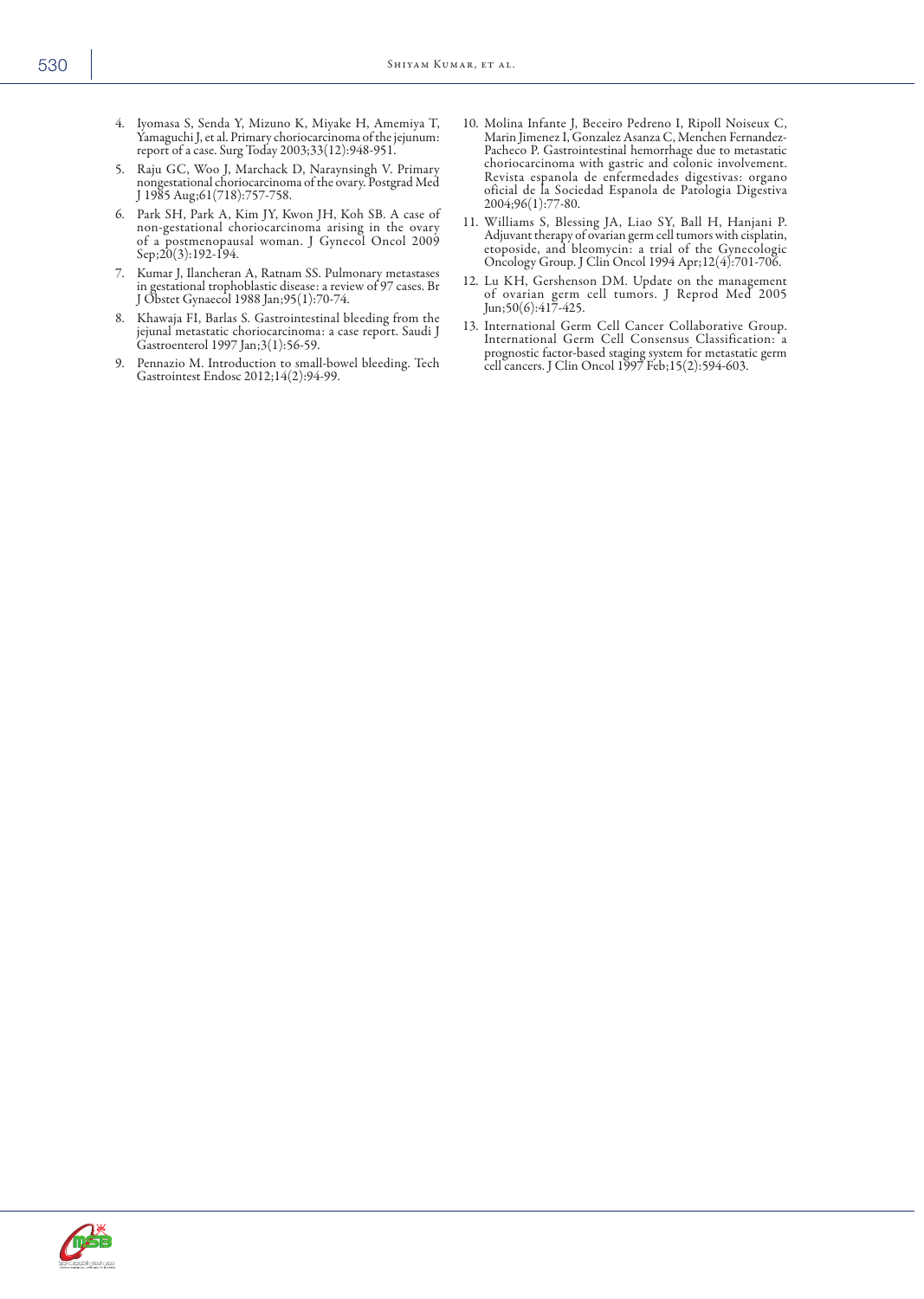4. Iyomasa S, Senda Y, Mizuno K, Miyake H, Amemiya T, Yamaguchi J, et al. Primary choriocarcinoma of the jejunum: report of a case. Surg Today 2003;33(12):948-951.
5. Raju GC, Woo J, Marchack D, Naraynsingh V. Primary nongestational choriocarcinoma of the ovary. Postgrad Med J 1985 Aug;61(718):757-758.
6. Park SH, Park A, Kim JY, Kwon JH, Koh SB. A case of non-gestational choriocarcinoma arising in the ovary of a postmenopausal woman. J Gynecol Oncol 2009 Sep;20(3):192-194.
7. Kumar J, Ilancheran A, Ratnam SS. Pulmonary metastases in gestational trophoblastic disease: a review of 97 cases. Br J Obstet Gynaecol 1988 Jan;95(1):70-74.
8. Khawaja FI, Barlas S. Gastrointestinal bleeding from the jejunal metastatic choriocarcinoma: a case report. Saudi J Gastroenterol 1997 Jan;3(1):56-59.
9. Pennazio M. Introduction to small-bowel bleeding. Tech Gastrointest Endosc 2012;14(2):94-99.
10. Molina Infante J, Beceiro Pedreno I, Ripoll Noiseux C, Marin Jimenez I, Gonzalez Asanza C, Menchen Fernandez-Pacheco P. Gastrointestinal hemorrhage due to metastatic choriocarcinoma with gastric and colonic involvement. Revista espanola de enfermedades digestivas: organo oficial de la Sociedad Espanola de Patologia Digestiva 2004;96(1):77-80.
11. Williams S, Blessing JA, Liao SY, Ball H, Hanjani P. Adjuvant therapy of ovarian germ cell tumors with cisplatin, etoposide, and bleomycin: a trial of the Gynecologic Oncology Group. J Clin Oncol 1994 Apr;12(4):701-706.
12. Lu KH, Gershenson DM. Update on the management of ovarian germ cell tumors. J Reprod Med 2005 Jun;50(6):417-425.
13. International Germ Cell Cancer Collaborative Group. International Germ Cell Consensus Classification: a prognostic factor-based staging system for metastatic germ cell cancers. J Clin Oncol 1997 Feb;15(2):594-603.